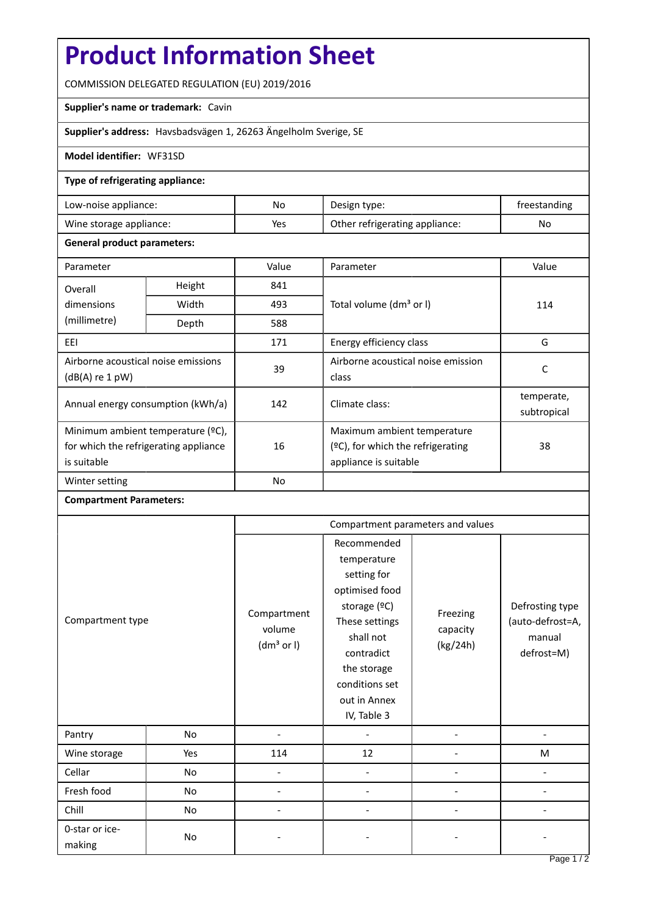# Product Information Sheet

COMMISSION DELEGATED REGULATION (EU) 2019/2016

**Supplier's name or trademark:** Cavin

**Supplier's address:** Havsbadsvägen 1, 26263 Ängelholm Sverige, SE

**Model identifier:** WF31SD

**Type of refrigerating appliance:**

| | | | |
|---|---|---|---|
| Low-noise appliance: | No | Design type: | freestanding |
| Wine storage appliance: | Yes | Other refrigerating appliance: | No |

**General product parameters:**

| Parameter | | Value | Parameter | Value |
|---|---|---|---|---|
| Overall dimensions (millimetre) | Height | 841 | Total volume ($dm^3$ or l) | 114 |
| | Width | 493 | | |
| | Depth | 588 | | |
| EEI | | 171 | Energy efficiency class | G |
| Airborne acoustical noise emissions (dB(A) re 1 pW) | | 39 | Airborne acoustical noise emission class | C |
| Annual energy consumption (kWh/a) | | 142 | Climate class: | temperate, subtropical |
| Minimum ambient temperature (ºC), for which the refrigerating appliance is suitable | | 16 | Maximum ambient temperature (ºC), for which the refrigerating appliance is suitable | 38 |
| Winter setting | | No | | |

**Compartment Parameters:**

| Compartment type | | Compartment volume ($dm^3$ or l) | Recommended temperature setting for optimised food storage (ºC) These settings shall not contradict the storage conditions set out in Annex IV, Table 3 | Freezing capacity (kg/24h) | Defrosting type (auto-defrost=A, manual defrost=M) |
|---|---|---|---|---|---|
| Pantry | No | - | - | - | - |
| Wine storage | Yes | 114 | 12 | - | M |
| Cellar | No | - | - | - | - |
| Fresh food | No | - | - | - | - |
| Chill | No | - | - | - | - |
| 0-star or ice-making | No | - | - | - | - |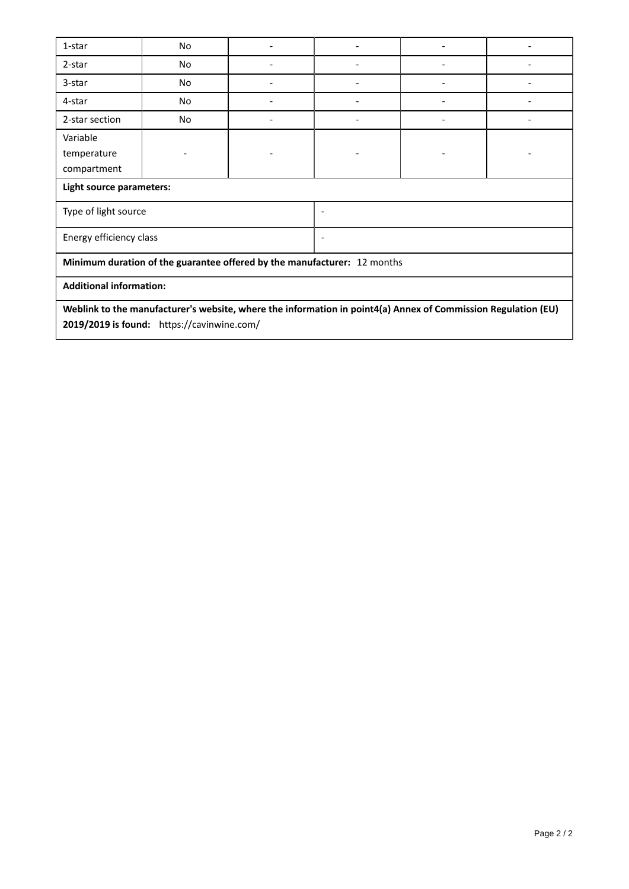| | | | | | |
|---|---|---|---|---|---|
| 1-star | No | - | - | - | - |
| 2-star | No | - | - | - | - |
| 3-star | No | - | - | - | - |
| 4-star | No | - | - | - | - |
| 2-star section | No | - | - | - | - |
| Variable temperature compartment | - | - | - | - | - |

| | |
|---|---|
| **Light source parameters:** | |
| Type of light source | - |
| Energy efficiency class | - |

**Minimum duration of the guarantee offered by the manufacturer:** 12 months

**Additional information:**

**Weblink to the manufacturer's website, where the information in point4(a) Annex of Commission Regulation (EU) 2019/2019 is found:** https://cavinwine.com/